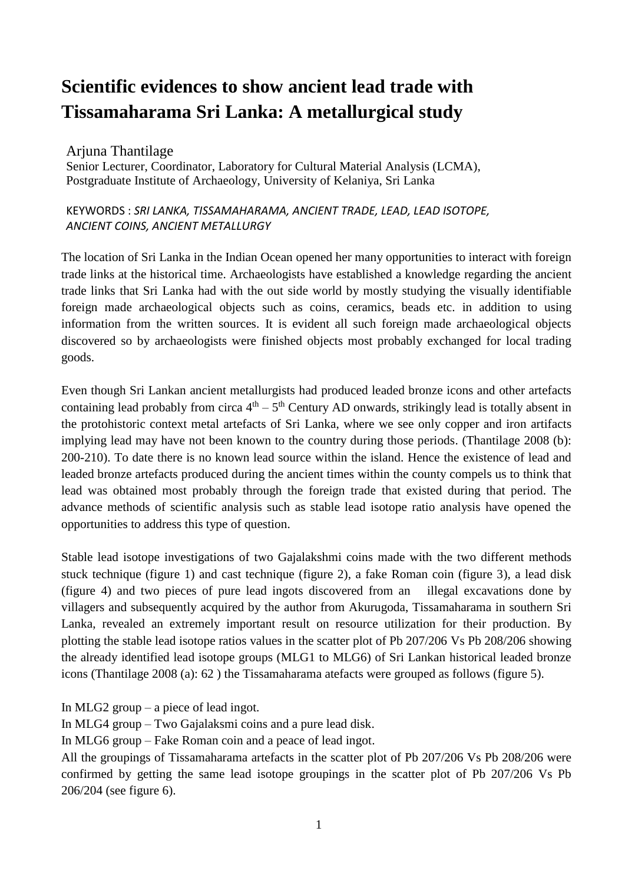# Scientific evidences to show ancient lead trade with Tissamaharama Sri Lanka: A metallurgical study

Arjuna Thantilage

Senior Lecturer, Coordinator, Laboratory for Cultural Material Analysis (LCMA), Postgraduate Institute of Archaeology, University of Kelaniya, Sri Lanka

KEYWORDS : *SRI LANKA, TISSAMAHARAMA, ANCIENT TRADE, LEAD, LEAD ISOTOPE, ANCIENT COINS, ANCIENT METALLURGY*

The location of Sri Lanka in the Indian Ocean opened her many opportunities to interact with foreign trade links at the historical time. Archaeologists have established a knowledge regarding the ancient trade links that Sri Lanka had with the out side world by mostly studying the visually identifiable foreign made archaeological objects such as coins, ceramics, beads etc. in addition to using information from the written sources. It is evident all such foreign made archaeological objects discovered so by archaeologists were finished objects most probably exchanged for local trading goods.

Even though Sri Lankan ancient metallurgists had produced leaded bronze icons and other artefacts containing lead probably from circa $4^{th}$ – $5^{th}$ Century AD onwards, strikingly lead is totally absent in the protohistoric context metal artefacts of Sri Lanka, where we see only copper and iron artifacts implying lead may have not been known to the country during those periods. (Thantilage 2008 (b): 200-210). To date there is no known lead source within the island. Hence the existence of lead and leaded bronze artefacts produced during the ancient times within the county compels us to think that lead was obtained most probably through the foreign trade that existed during that period. The advance methods of scientific analysis such as stable lead isotope ratio analysis have opened the opportunities to address this type of question.

Stable lead isotope investigations of two Gajalakshmi coins made with the two different methods stuck technique (figure 1) and cast technique (figure 2), a fake Roman coin (figure 3), a lead disk (figure 4) and two pieces of pure lead ingots discovered from an illegal excavations done by villagers and subsequently acquired by the author from Akurugoda, Tissamaharama in southern Sri Lanka, revealed an extremely important result on resource utilization for their production. By plotting the stable lead isotope ratios values in the scatter plot of Pb 207/206 Vs Pb 208/206 showing the already identified lead isotope groups (MLG1 to MLG6) of Sri Lankan historical leaded bronze icons (Thantilage 2008 (a): 62 ) the Tissamaharama atefacts were grouped as follows (figure 5).

In MLG2 group – a piece of lead ingot.

In MLG4 group – Two Gajalaksmi coins and a pure lead disk.

In MLG6 group – Fake Roman coin and a peace of lead ingot.

All the groupings of Tissamaharama artefacts in the scatter plot of Pb 207/206 Vs Pb 208/206 were confirmed by getting the same lead isotope groupings in the scatter plot of Pb 207/206 Vs Pb 206/204 (see figure 6).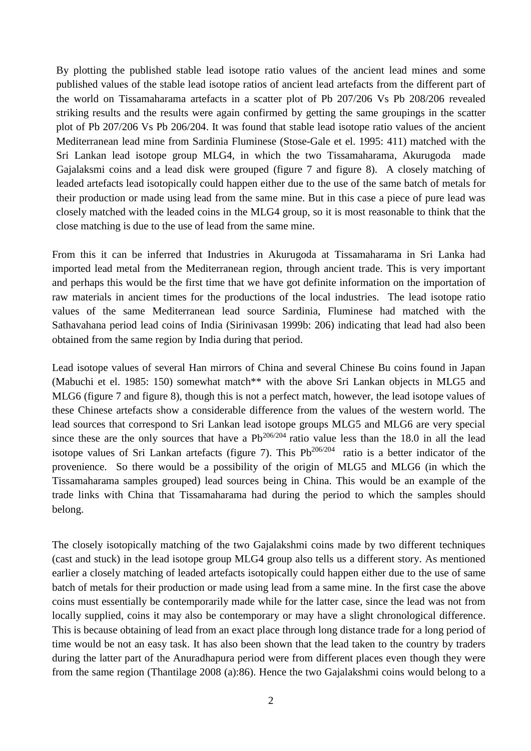By plotting the published stable lead isotope ratio values of the ancient lead mines and some published values of the stable lead isotope ratios of ancient lead artefacts from the different part of the world on Tissamaharama artefacts in a scatter plot of Pb 207/206 Vs Pb 208/206 revealed striking results and the results were again confirmed by getting the same groupings in the scatter plot of Pb 207/206 Vs Pb 206/204. It was found that stable lead isotope ratio values of the ancient Mediterranean lead mine from Sardinia Fluminese (Stose-Gale et el. 1995: 411) matched with the Sri Lankan lead isotope group MLG4, in which the two Tissamaharama, Akurugoda made Gajalaksmi coins and a lead disk were grouped (figure 7 and figure 8). A closely matching of leaded artefacts lead isotopically could happen either due to the use of the same batch of metals for their production or made using lead from the same mine. But in this case a piece of pure lead was closely matched with the leaded coins in the MLG4 group, so it is most reasonable to think that the close matching is due to the use of lead from the same mine.

From this it can be inferred that Industries in Akurugoda at Tissamaharama in Sri Lanka had imported lead metal from the Mediterranean region, through ancient trade. This is very important and perhaps this would be the first time that we have got definite information on the importation of raw materials in ancient times for the productions of the local industries. The lead isotope ratio values of the same Mediterranean lead source Sardinia, Fluminese had matched with the Sathavahana period lead coins of India (Sirinivasan 1999b: 206) indicating that lead had also been obtained from the same region by India during that period.

Lead isotope values of several Han mirrors of China and several Chinese Bu coins found in Japan (Mabuchi et el. 1985: 150) somewhat match** with the above Sri Lankan objects in MLG5 and MLG6 (figure 7 and figure 8), though this is not a perfect match, however, the lead isotope values of these Chinese artefacts show a considerable difference from the values of the western world. The lead sources that correspond to Sri Lankan lead isotope groups MLG5 and MLG6 are very special since these are the only sources that have a $Pb^{206/204}$ ratio value less than the 18.0 in all the lead isotope values of Sri Lankan artefacts (figure 7). This $Pb^{206/204}$ ratio is a better indicator of the provenience. So there would be a possibility of the origin of MLG5 and MLG6 (in which the Tissamaharama samples grouped) lead sources being in China. This would be an example of the trade links with China that Tissamaharama had during the period to which the samples should belong.

The closely isotopically matching of the two Gajalakshmi coins made by two different techniques (cast and stuck) in the lead isotope group MLG4 group also tells us a different story. As mentioned earlier a closely matching of leaded artefacts isotopically could happen either due to the use of same batch of metals for their production or made using lead from a same mine. In the first case the above coins must essentially be contemporarily made while for the latter case, since the lead was not from locally supplied, coins it may also be contemporary or may have a slight chronological difference. This is because obtaining of lead from an exact place through long distance trade for a long period of time would be not an easy task. It has also been shown that the lead taken to the country by traders during the latter part of the Anuradhapura period were from different places even though they were from the same region (Thantilage 2008 (a):86). Hence the two Gajalakshmi coins would belong to a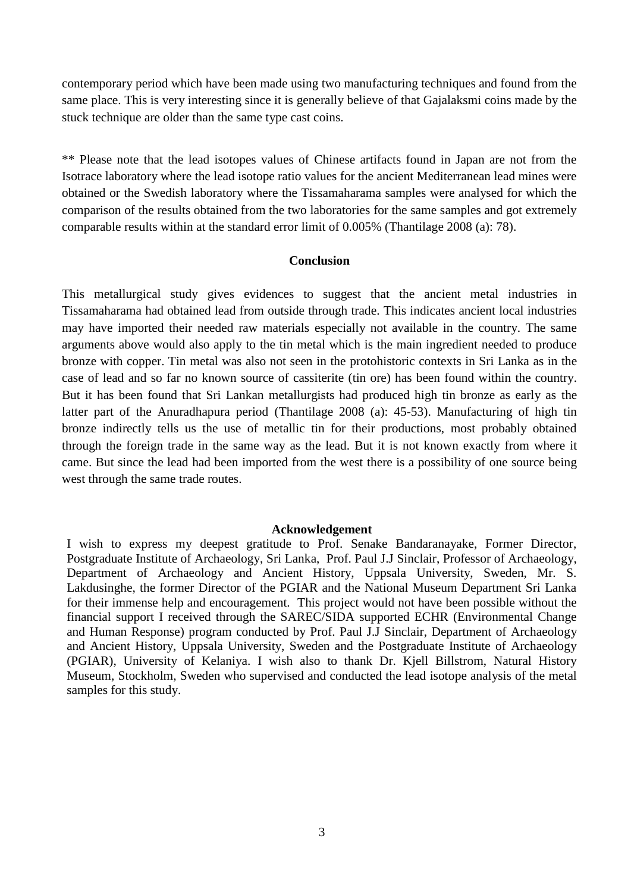contemporary period which have been made using two manufacturing techniques and found from the same place. This is very interesting since it is generally believe of that Gajalaksmi coins made by the stuck technique are older than the same type cast coins.

** Please note that the lead isotopes values of Chinese artifacts found in Japan are not from the Isotrace laboratory where the lead isotope ratio values for the ancient Mediterranean lead mines were obtained or the Swedish laboratory where the Tissamaharama samples were analysed for which the comparison of the results obtained from the two laboratories for the same samples and got extremely comparable results within at the standard error limit of 0.005% (Thantilage 2008 (a): 78).

## Conclusion

This metallurgical study gives evidences to suggest that the ancient metal industries in Tissamaharama had obtained lead from outside through trade. This indicates ancient local industries may have imported their needed raw materials especially not available in the country. The same arguments above would also apply to the tin metal which is the main ingredient needed to produce bronze with copper. Tin metal was also not seen in the protohistoric contexts in Sri Lanka as in the case of lead and so far no known source of cassiterite (tin ore) has been found within the country. But it has been found that Sri Lankan metallurgists had produced high tin bronze as early as the latter part of the Anuradhapura period (Thantilage 2008 (a): 45-53). Manufacturing of high tin bronze indirectly tells us the use of metallic tin for their productions, most probably obtained through the foreign trade in the same way as the lead. But it is not known exactly from where it came. But since the lead had been imported from the west there is a possibility of one source being west through the same trade routes.

## Acknowledgement

I wish to express my deepest gratitude to Prof. Senake Bandaranayake, Former Director, Postgraduate Institute of Archaeology, Sri Lanka, Prof. Paul J.J Sinclair, Professor of Archaeology, Department of Archaeology and Ancient History, Uppsala University, Sweden, Mr. S. Lakdusinghe, the former Director of the PGIAR and the National Museum Department Sri Lanka for their immense help and encouragement. This project would not have been possible without the financial support I received through the SAREC/SIDA supported ECHR (Environmental Change and Human Response) program conducted by Prof. Paul J.J Sinclair, Department of Archaeology and Ancient History, Uppsala University, Sweden and the Postgraduate Institute of Archaeology (PGIAR), University of Kelaniya. I wish also to thank Dr. Kjell Billstrom, Natural History Museum, Stockholm, Sweden who supervised and conducted the lead isotope analysis of the metal samples for this study.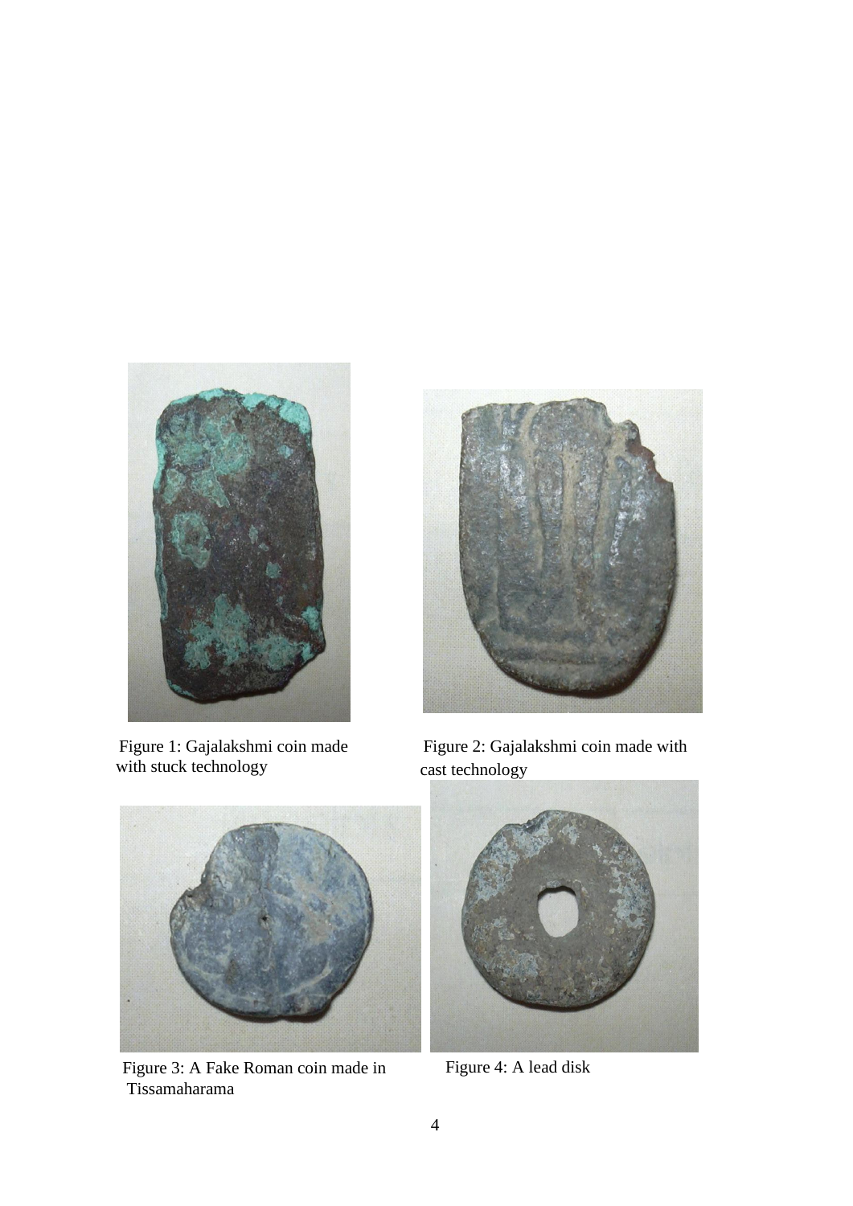Figure 1: Gajalakshmi coin made with stuck technology

Figure 2: Gajalakshmi coin made with cast technology

Figure 3: A Fake Roman coin made in Tissamaharama

Figure 4: A lead disk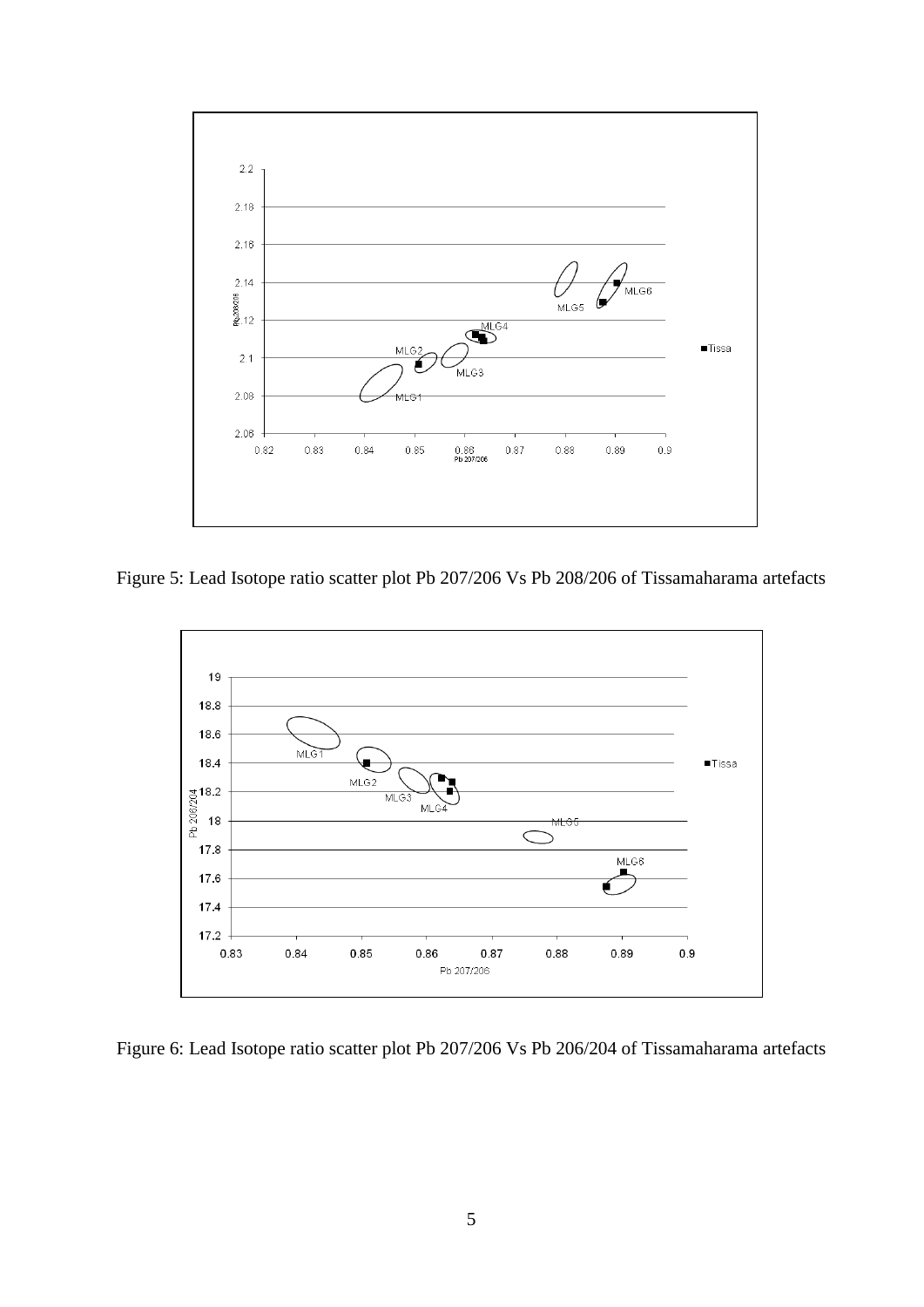Figure 5: Lead Isotope ratio scatter plot Pb 207/206 Vs Pb 208/206 of Tissamaharama artefacts

Figure 6: Lead Isotope ratio scatter plot Pb 207/206 Vs Pb 206/204 of Tissamaharama artefacts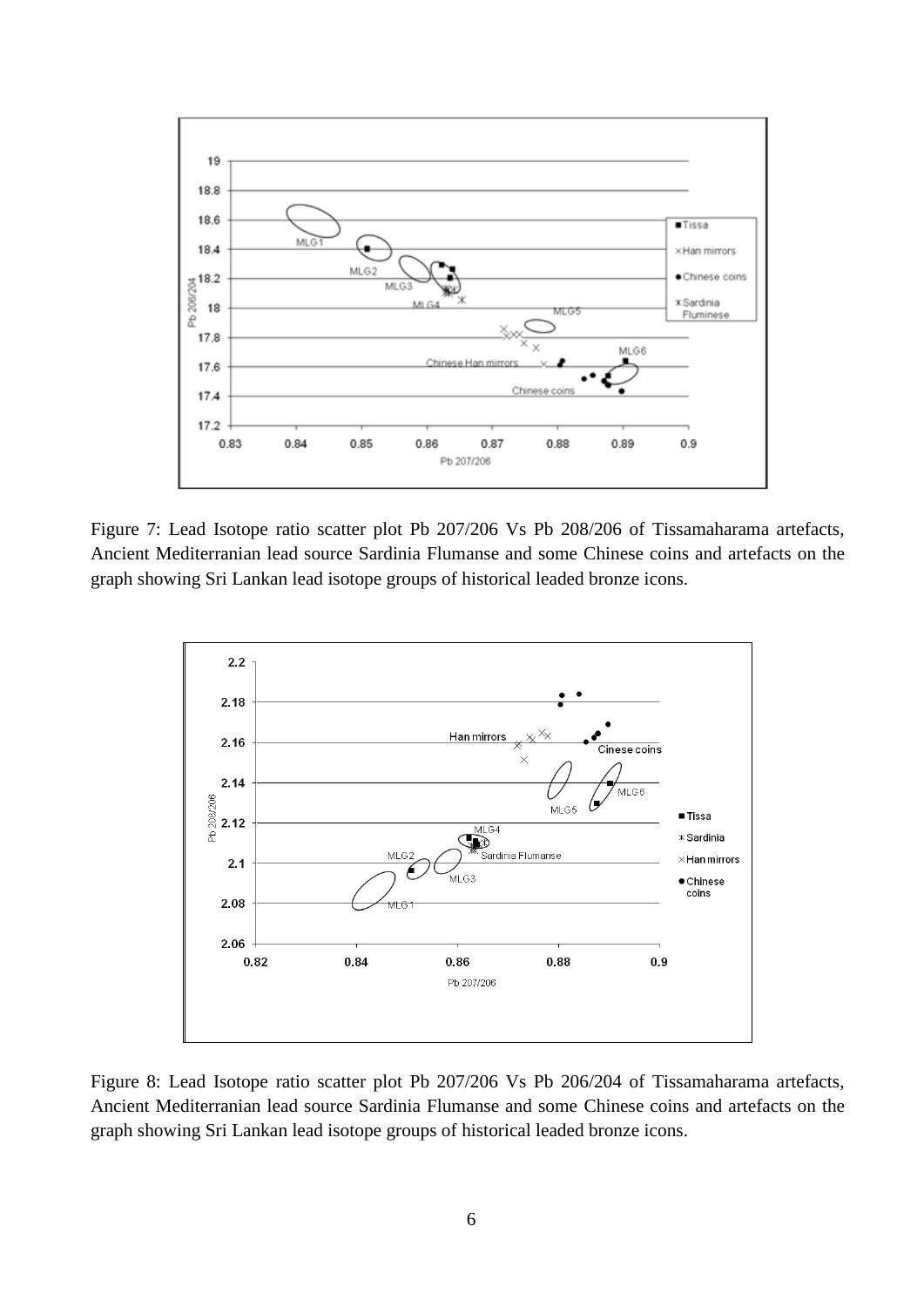Figure 7: Lead Isotope ratio scatter plot Pb 207/206 Vs Pb 208/206 of Tissamaharama artefacts, Ancient Mediterranian lead source Sardinia Flumanse and some Chinese coins and artefacts on the graph showing Sri Lankan lead isotope groups of historical leaded bronze icons.

Figure 8: Lead Isotope ratio scatter plot Pb 207/206 Vs Pb 206/204 of Tissamaharama artefacts, Ancient Mediterranian lead source Sardinia Flumanse and some Chinese coins and artefacts on the graph showing Sri Lankan lead isotope groups of historical leaded bronze icons.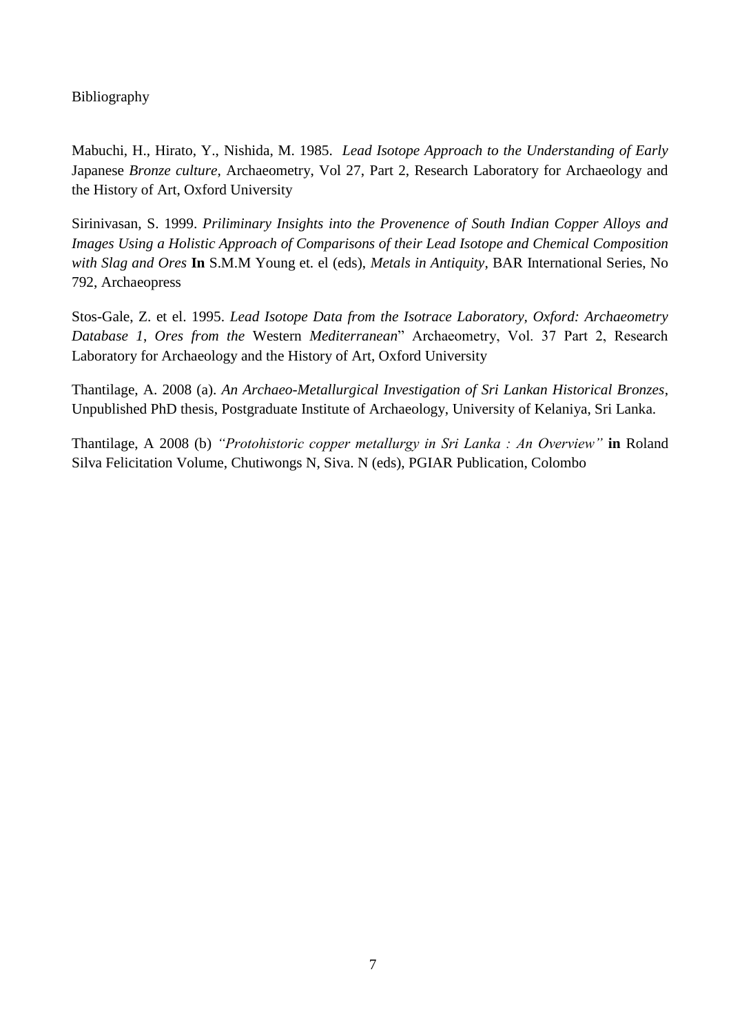Bibliography

Mabuchi, H., Hirato, Y., Nishida, M. 1985. *Lead Isotope Approach to the Understanding of Early* Japanese *Bronze culture*, Archaeometry, Vol 27, Part 2, Research Laboratory for Archaeology and the History of Art, Oxford University

Sirinivasan, S. 1999. *Priliminary Insights into the Provenence of South Indian Copper Alloys and Images Using a Holistic Approach of Comparisons of their Lead Isotope and Chemical Composition with Slag and Ores* **In** S.M.M Young et. el (eds), *Metals in Antiquity*, BAR International Series, No 792, Archaeopress

Stos-Gale, Z. et el. 1995. *Lead Isotope Data from the Isotrace Laboratory, Oxford: Archaeometry Database 1, Ores from the* Western *Mediterranean*" Archaeometry, Vol. 37 Part 2, Research Laboratory for Archaeology and the History of Art, Oxford University

Thantilage, A. 2008 (a). *An Archaeo-Metallurgical Investigation of Sri Lankan Historical Bronzes*, Unpublished PhD thesis, Postgraduate Institute of Archaeology, University of Kelaniya, Sri Lanka.

Thantilage, A 2008 (b) *"Protohistoric copper metallurgy in Sri Lanka : An Overview"* **in** Roland Silva Felicitation Volume, Chutiwongs N, Siva. N (eds), PGIAR Publication, Colombo